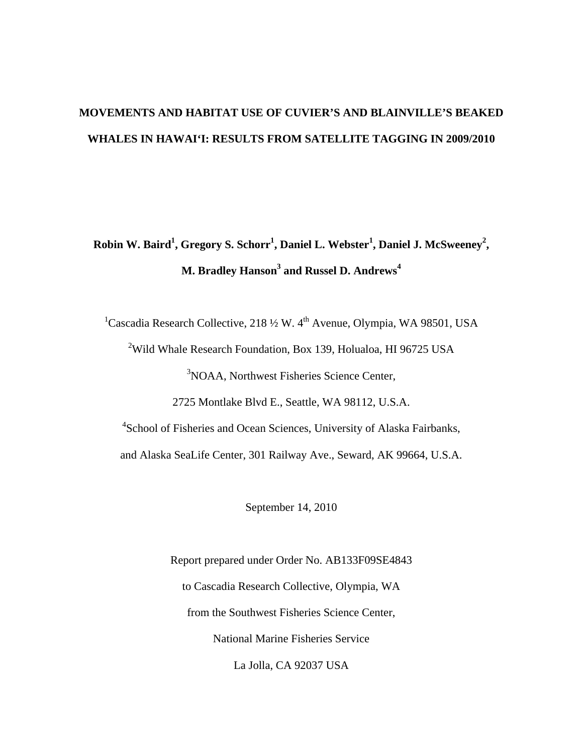# MOVEMENTS AND HABITAT USE OF CUVIER'S AND BLAINVILLE'S BEAKED WHALES IN HAWAI'I: RESULTS FROM SATELLITE TAGGING IN 2009/2010

**Robin W. Baird[1], Gregory S. Schorr[1], Daniel L. Webster[1], Daniel J. McSweeney[2], M. Bradley Hanson[3] and Russel D. Andrews[4]**

[1]Cascadia Research Collective, 218 ½ W. 4th Avenue, Olympia, WA 98501, USA

[2]Wild Whale Research Foundation, Box 139, Holualoa, HI 96725 USA

[3]NOAA, Northwest Fisheries Science Center,

2725 Montlake Blvd E., Seattle, WA 98112, U.S.A.

[4]School of Fisheries and Ocean Sciences, University of Alaska Fairbanks,

and Alaska SeaLife Center, 301 Railway Ave., Seward, AK 99664, U.S.A.

September 14, 2010

Report prepared under Order No. AB133F09SE4843

to Cascadia Research Collective, Olympia, WA

from the Southwest Fisheries Science Center,

National Marine Fisheries Service

La Jolla, CA 92037 USA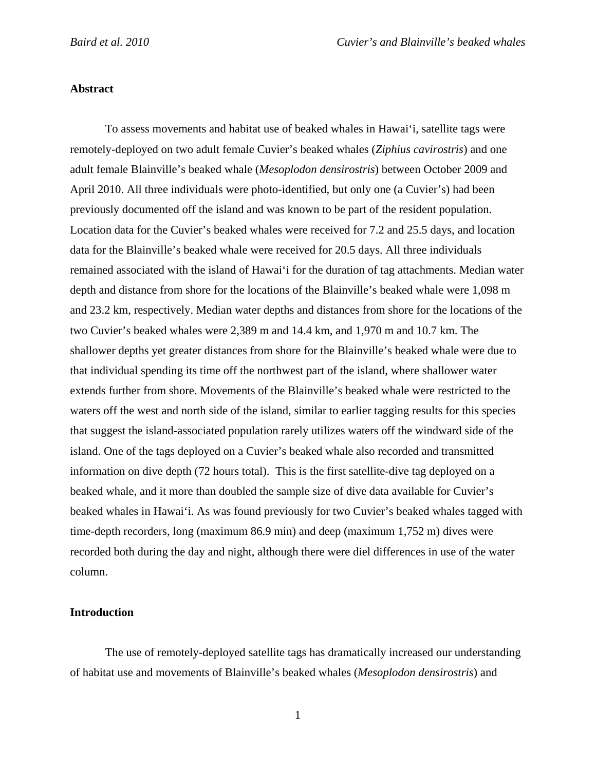## Abstract

To assess movements and habitat use of beaked whales in Hawai‘i, satellite tags were remotely-deployed on two adult female Cuvier's beaked whales (*Ziphius cavirostris*) and one adult female Blainville's beaked whale (*Mesoplodon densirostris*) between October 2009 and April 2010. All three individuals were photo-identified, but only one (a Cuvier's) had been previously documented off the island and was known to be part of the resident population. Location data for the Cuvier's beaked whales were received for 7.2 and 25.5 days, and location data for the Blainville's beaked whale were received for 20.5 days. All three individuals remained associated with the island of Hawai‘i for the duration of tag attachments. Median water depth and distance from shore for the locations of the Blainville's beaked whale were 1,098 m and 23.2 km, respectively. Median water depths and distances from shore for the locations of the two Cuvier's beaked whales were 2,389 m and 14.4 km, and 1,970 m and 10.7 km. The shallower depths yet greater distances from shore for the Blainville's beaked whale were due to that individual spending its time off the northwest part of the island, where shallower water extends further from shore. Movements of the Blainville's beaked whale were restricted to the waters off the west and north side of the island, similar to earlier tagging results for this species that suggest the island-associated population rarely utilizes waters off the windward side of the island. One of the tags deployed on a Cuvier's beaked whale also recorded and transmitted information on dive depth (72 hours total). This is the first satellite-dive tag deployed on a beaked whale, and it more than doubled the sample size of dive data available for Cuvier's beaked whales in Hawai‘i. As was found previously for two Cuvier's beaked whales tagged with time-depth recorders, long (maximum 86.9 min) and deep (maximum 1,752 m) dives were recorded both during the day and night, although there were diel differences in use of the water column.

## Introduction

The use of remotely-deployed satellite tags has dramatically increased our understanding of habitat use and movements of Blainville's beaked whales (*Mesoplodon densirostris*) and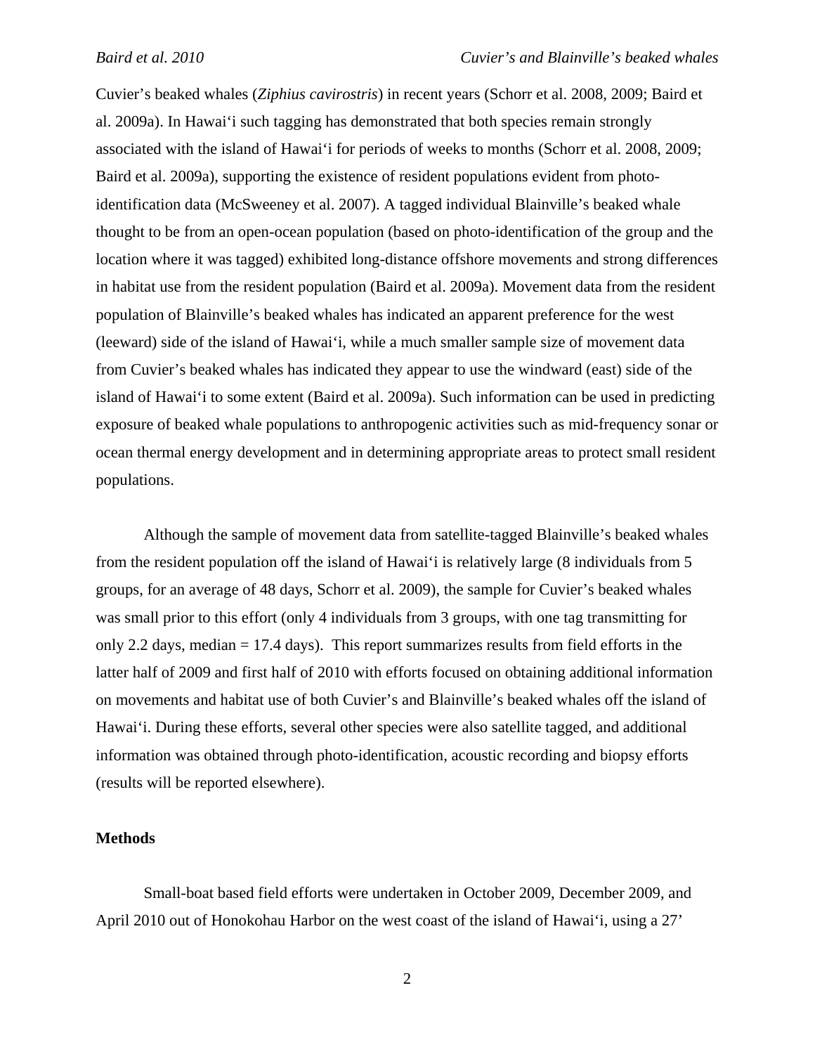Cuvier's beaked whales (*Ziphius cavirostris*) in recent years (Schorr et al. 2008, 2009; Baird et al. 2009a). In Hawai'i such tagging has demonstrated that both species remain strongly associated with the island of Hawai'i for periods of weeks to months (Schorr et al. 2008, 2009; Baird et al. 2009a), supporting the existence of resident populations evident from photo-identification data (McSweeney et al. 2007). A tagged individual Blainville's beaked whale thought to be from an open-ocean population (based on photo-identification of the group and the location where it was tagged) exhibited long-distance offshore movements and strong differences in habitat use from the resident population (Baird et al. 2009a). Movement data from the resident population of Blainville's beaked whales has indicated an apparent preference for the west (leeward) side of the island of Hawai'i, while a much smaller sample size of movement data from Cuvier's beaked whales has indicated they appear to use the windward (east) side of the island of Hawai'i to some extent (Baird et al. 2009a). Such information can be used in predicting exposure of beaked whale populations to anthropogenic activities such as mid-frequency sonar or ocean thermal energy development and in determining appropriate areas to protect small resident populations.

Although the sample of movement data from satellite-tagged Blainville's beaked whales from the resident population off the island of Hawai'i is relatively large (8 individuals from 5 groups, for an average of 48 days, Schorr et al. 2009), the sample for Cuvier's beaked whales was small prior to this effort (only 4 individuals from 3 groups, with one tag transmitting for only 2.2 days, median = 17.4 days). This report summarizes results from field efforts in the latter half of 2009 and first half of 2010 with efforts focused on obtaining additional information on movements and habitat use of both Cuvier's and Blainville's beaked whales off the island of Hawai'i. During these efforts, several other species were also satellite tagged, and additional information was obtained through photo-identification, acoustic recording and biopsy efforts (results will be reported elsewhere).

## Methods

Small-boat based field efforts were undertaken in October 2009, December 2009, and April 2010 out of Honokohau Harbor on the west coast of the island of Hawai'i, using a 27'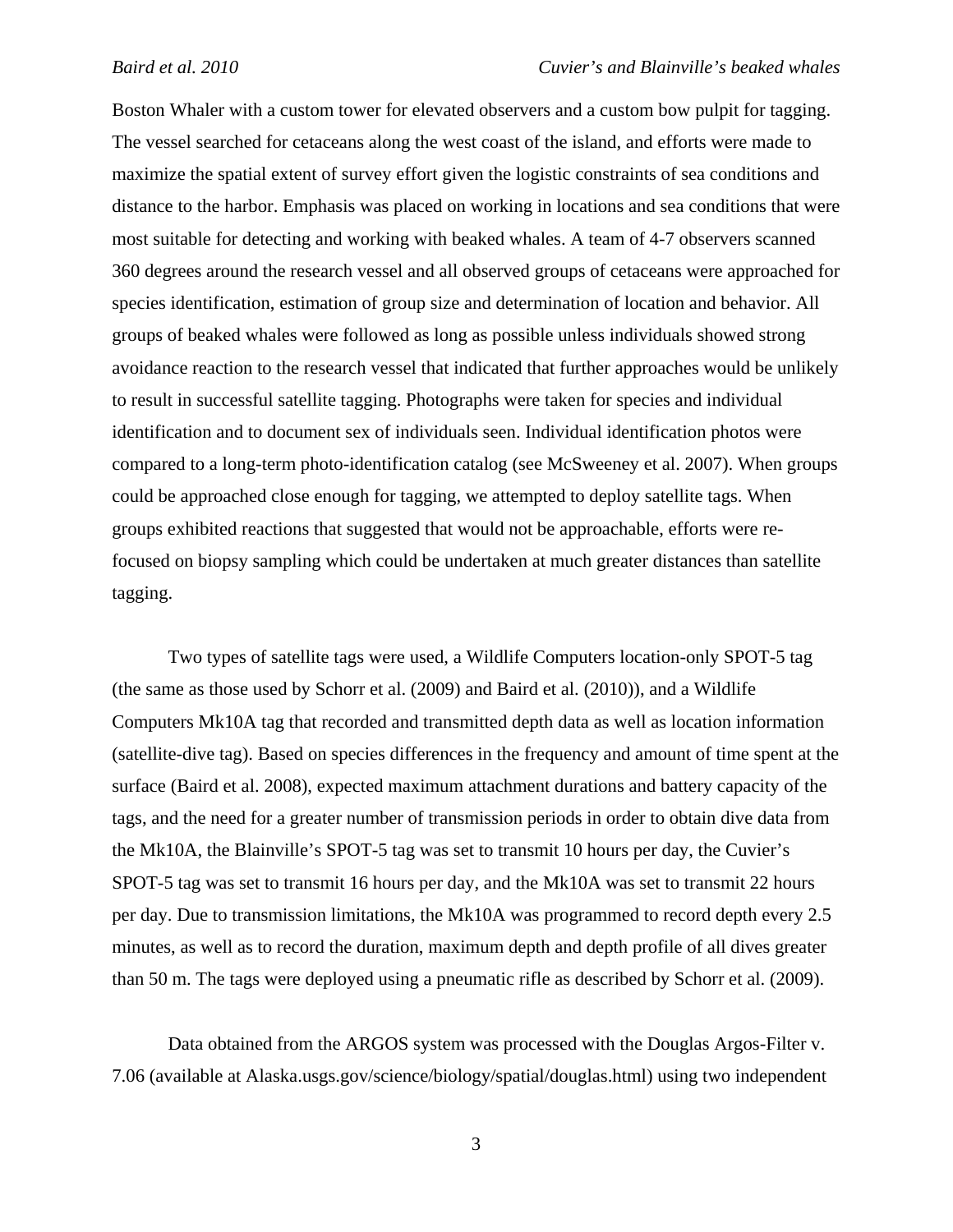Boston Whaler with a custom tower for elevated observers and a custom bow pulpit for tagging. The vessel searched for cetaceans along the west coast of the island, and efforts were made to maximize the spatial extent of survey effort given the logistic constraints of sea conditions and distance to the harbor. Emphasis was placed on working in locations and sea conditions that were most suitable for detecting and working with beaked whales. A team of 4-7 observers scanned 360 degrees around the research vessel and all observed groups of cetaceans were approached for species identification, estimation of group size and determination of location and behavior. All groups of beaked whales were followed as long as possible unless individuals showed strong avoidance reaction to the research vessel that indicated that further approaches would be unlikely to result in successful satellite tagging. Photographs were taken for species and individual identification and to document sex of individuals seen. Individual identification photos were compared to a long-term photo-identification catalog (see McSweeney et al. 2007). When groups could be approached close enough for tagging, we attempted to deploy satellite tags. When groups exhibited reactions that suggested that would not be approachable, efforts were re-focused on biopsy sampling which could be undertaken at much greater distances than satellite tagging.

Two types of satellite tags were used, a Wildlife Computers location-only SPOT-5 tag (the same as those used by Schorr et al. (2009) and Baird et al. (2010)), and a Wildlife Computers Mk10A tag that recorded and transmitted depth data as well as location information (satellite-dive tag). Based on species differences in the frequency and amount of time spent at the surface (Baird et al. 2008), expected maximum attachment durations and battery capacity of the tags, and the need for a greater number of transmission periods in order to obtain dive data from the Mk10A, the Blainville's SPOT-5 tag was set to transmit 10 hours per day, the Cuvier's SPOT-5 tag was set to transmit 16 hours per day, and the Mk10A was set to transmit 22 hours per day. Due to transmission limitations, the Mk10A was programmed to record depth every 2.5 minutes, as well as to record the duration, maximum depth and depth profile of all dives greater than 50 m. The tags were deployed using a pneumatic rifle as described by Schorr et al. (2009).

Data obtained from the ARGOS system was processed with the Douglas Argos-Filter v. 7.06 (available at Alaska.usgs.gov/science/biology/spatial/douglas.html) using two independent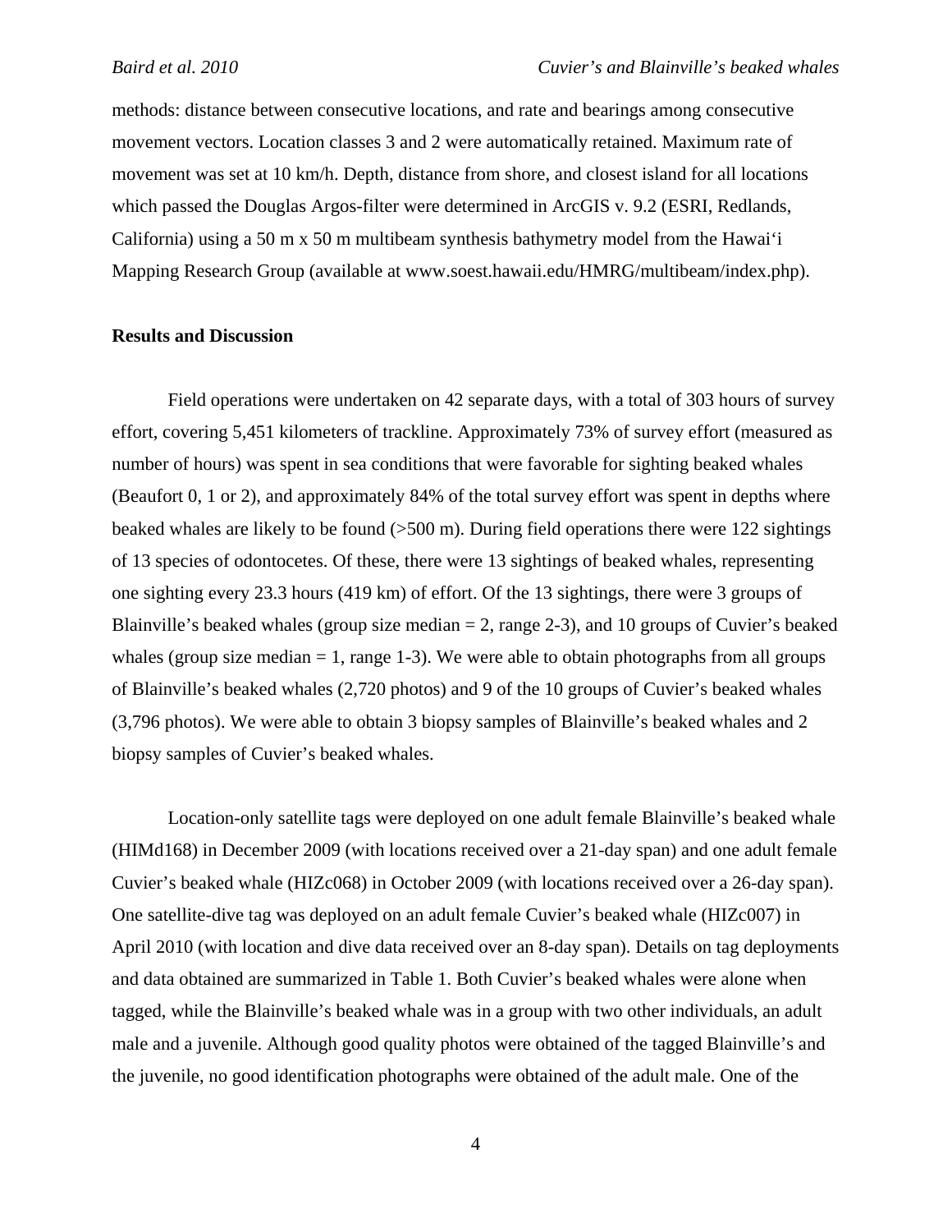methods: distance between consecutive locations, and rate and bearings among consecutive movement vectors. Location classes 3 and 2 were automatically retained. Maximum rate of movement was set at 10 km/h. Depth, distance from shore, and closest island for all locations which passed the Douglas Argos-filter were determined in ArcGIS v. 9.2 (ESRI, Redlands, California) using a 50 m x 50 m multibeam synthesis bathymetry model from the Hawai‘i Mapping Research Group (available at www.soest.hawaii.edu/HMRG/multibeam/index.php).

## Results and Discussion

Field operations were undertaken on 42 separate days, with a total of 303 hours of survey effort, covering 5,451 kilometers of trackline. Approximately 73% of survey effort (measured as number of hours) was spent in sea conditions that were favorable for sighting beaked whales (Beaufort 0, 1 or 2), and approximately 84% of the total survey effort was spent in depths where beaked whales are likely to be found (>500 m). During field operations there were 122 sightings of 13 species of odontocetes. Of these, there were 13 sightings of beaked whales, representing one sighting every 23.3 hours (419 km) of effort. Of the 13 sightings, there were 3 groups of Blainville’s beaked whales (group size median = 2, range 2-3), and 10 groups of Cuvier’s beaked whales (group size median = 1, range 1-3). We were able to obtain photographs from all groups of Blainville’s beaked whales (2,720 photos) and 9 of the 10 groups of Cuvier’s beaked whales (3,796 photos). We were able to obtain 3 biopsy samples of Blainville’s beaked whales and 2 biopsy samples of Cuvier’s beaked whales.

Location-only satellite tags were deployed on one adult female Blainville’s beaked whale (HIMd168) in December 2009 (with locations received over a 21-day span) and one adult female Cuvier’s beaked whale (HIZc068) in October 2009 (with locations received over a 26-day span). One satellite-dive tag was deployed on an adult female Cuvier’s beaked whale (HIZc007) in April 2010 (with location and dive data received over an 8-day span). Details on tag deployments and data obtained are summarized in Table 1. Both Cuvier’s beaked whales were alone when tagged, while the Blainville’s beaked whale was in a group with two other individuals, an adult male and a juvenile. Although good quality photos were obtained of the tagged Blainville’s and the juvenile, no good identification photographs were obtained of the adult male. One of the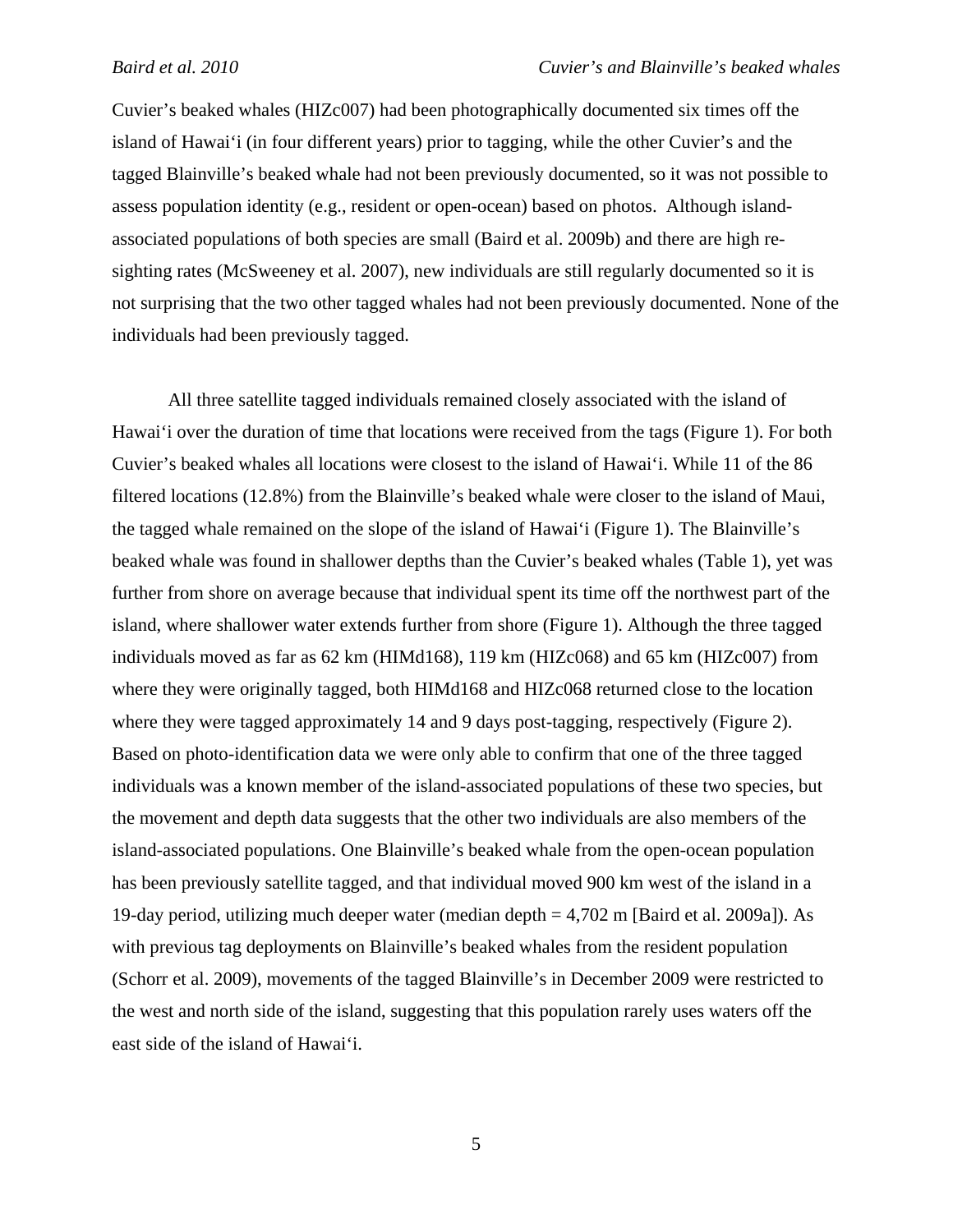Cuvier's beaked whales (HIZc007) had been photographically documented six times off the island of Hawai'i (in four different years) prior to tagging, while the other Cuvier's and the tagged Blainville's beaked whale had not been previously documented, so it was not possible to assess population identity (e.g., resident or open-ocean) based on photos. Although island-associated populations of both species are small (Baird et al. 2009b) and there are high re-sighting rates (McSweeney et al. 2007), new individuals are still regularly documented so it is not surprising that the two other tagged whales had not been previously documented. None of the individuals had been previously tagged.

All three satellite tagged individuals remained closely associated with the island of Hawai'i over the duration of time that locations were received from the tags (Figure 1). For both Cuvier's beaked whales all locations were closest to the island of Hawai'i. While 11 of the 86 filtered locations (12.8%) from the Blainville's beaked whale were closer to the island of Maui, the tagged whale remained on the slope of the island of Hawai'i (Figure 1). The Blainville's beaked whale was found in shallower depths than the Cuvier's beaked whales (Table 1), yet was further from shore on average because that individual spent its time off the northwest part of the island, where shallower water extends further from shore (Figure 1). Although the three tagged individuals moved as far as 62 km (HIMd168), 119 km (HIZc068) and 65 km (HIZc007) from where they were originally tagged, both HIMd168 and HIZc068 returned close to the location where they were tagged approximately 14 and 9 days post-tagging, respectively (Figure 2). Based on photo-identification data we were only able to confirm that one of the three tagged individuals was a known member of the island-associated populations of these two species, but the movement and depth data suggests that the other two individuals are also members of the island-associated populations. One Blainville's beaked whale from the open-ocean population has been previously satellite tagged, and that individual moved 900 km west of the island in a 19-day period, utilizing much deeper water (median depth = 4,702 m [Baird et al. 2009a]). As with previous tag deployments on Blainville's beaked whales from the resident population (Schorr et al. 2009), movements of the tagged Blainville's in December 2009 were restricted to the west and north side of the island, suggesting that this population rarely uses waters off the east side of the island of Hawai'i.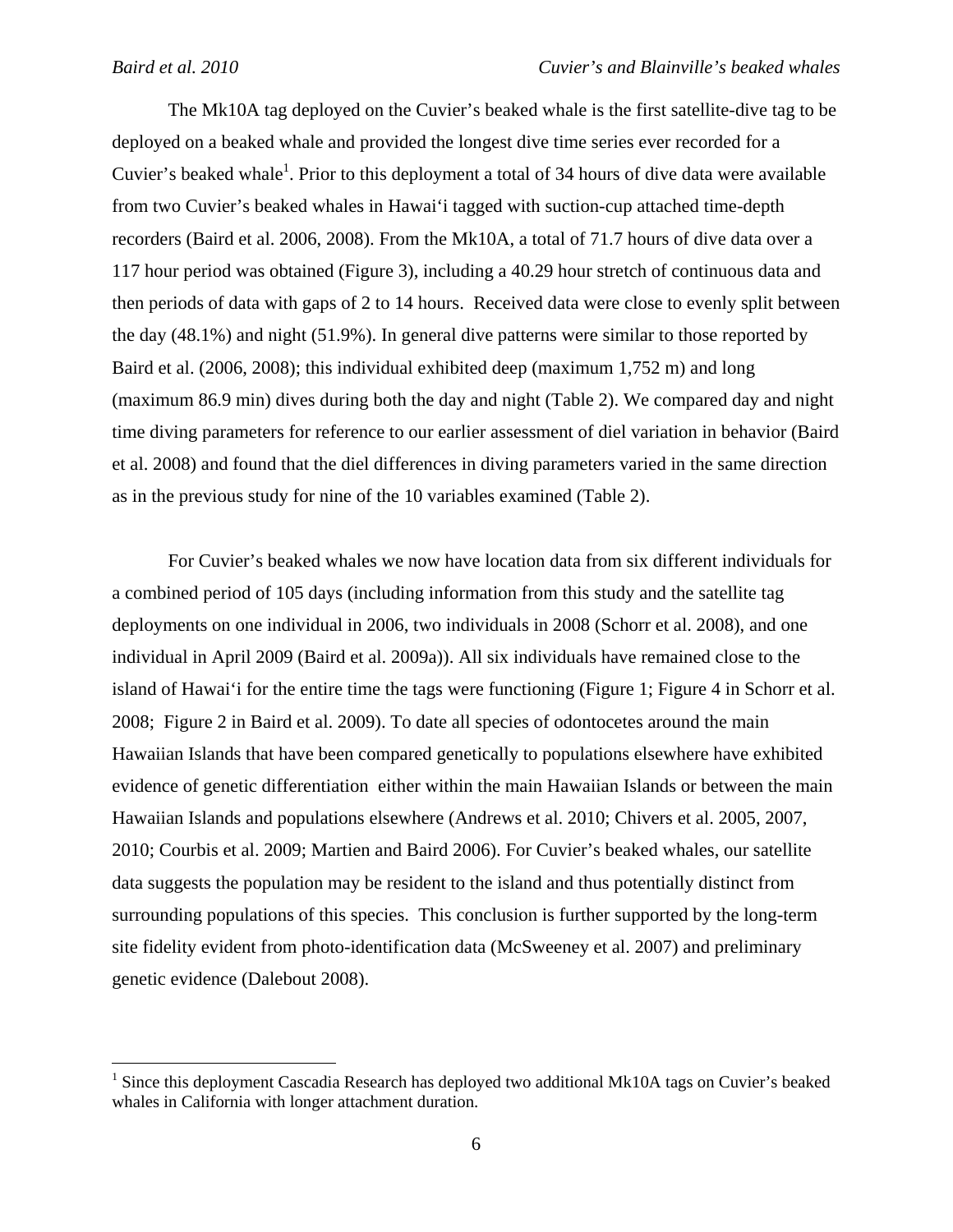The Mk10A tag deployed on the Cuvier's beaked whale is the first satellite-dive tag to be deployed on a beaked whale and provided the longest dive time series ever recorded for a Cuvier's beaked whale[1]. Prior to this deployment a total of 34 hours of dive data were available from two Cuvier's beaked whales in Hawai'i tagged with suction-cup attached time-depth recorders (Baird et al. 2006, 2008). From the Mk10A, a total of 71.7 hours of dive data over a 117 hour period was obtained (Figure 3), including a 40.29 hour stretch of continuous data and then periods of data with gaps of 2 to 14 hours. Received data were close to evenly split between the day (48.1%) and night (51.9%). In general dive patterns were similar to those reported by Baird et al. (2006, 2008); this individual exhibited deep (maximum 1,752 m) and long (maximum 86.9 min) dives during both the day and night (Table 2). We compared day and night time diving parameters for reference to our earlier assessment of diel variation in behavior (Baird et al. 2008) and found that the diel differences in diving parameters varied in the same direction as in the previous study for nine of the 10 variables examined (Table 2).

For Cuvier's beaked whales we now have location data from six different individuals for a combined period of 105 days (including information from this study and the satellite tag deployments on one individual in 2006, two individuals in 2008 (Schorr et al. 2008), and one individual in April 2009 (Baird et al. 2009a)). All six individuals have remained close to the island of Hawai'i for the entire time the tags were functioning (Figure 1; Figure 4 in Schorr et al. 2008; Figure 2 in Baird et al. 2009). To date all species of odontocetes around the main Hawaiian Islands that have been compared genetically to populations elsewhere have exhibited evidence of genetic differentiation either within the main Hawaiian Islands or between the main Hawaiian Islands and populations elsewhere (Andrews et al. 2010; Chivers et al. 2005, 2007, 2010; Courbis et al. 2009; Martien and Baird 2006). For Cuvier's beaked whales, our satellite data suggests the population may be resident to the island and thus potentially distinct from surrounding populations of this species. This conclusion is further supported by the long-term site fidelity evident from photo-identification data (McSweeney et al. 2007) and preliminary genetic evidence (Dalebout 2008).

[1] Since this deployment Cascadia Research has deployed two additional Mk10A tags on Cuvier's beaked whales in California with longer attachment duration.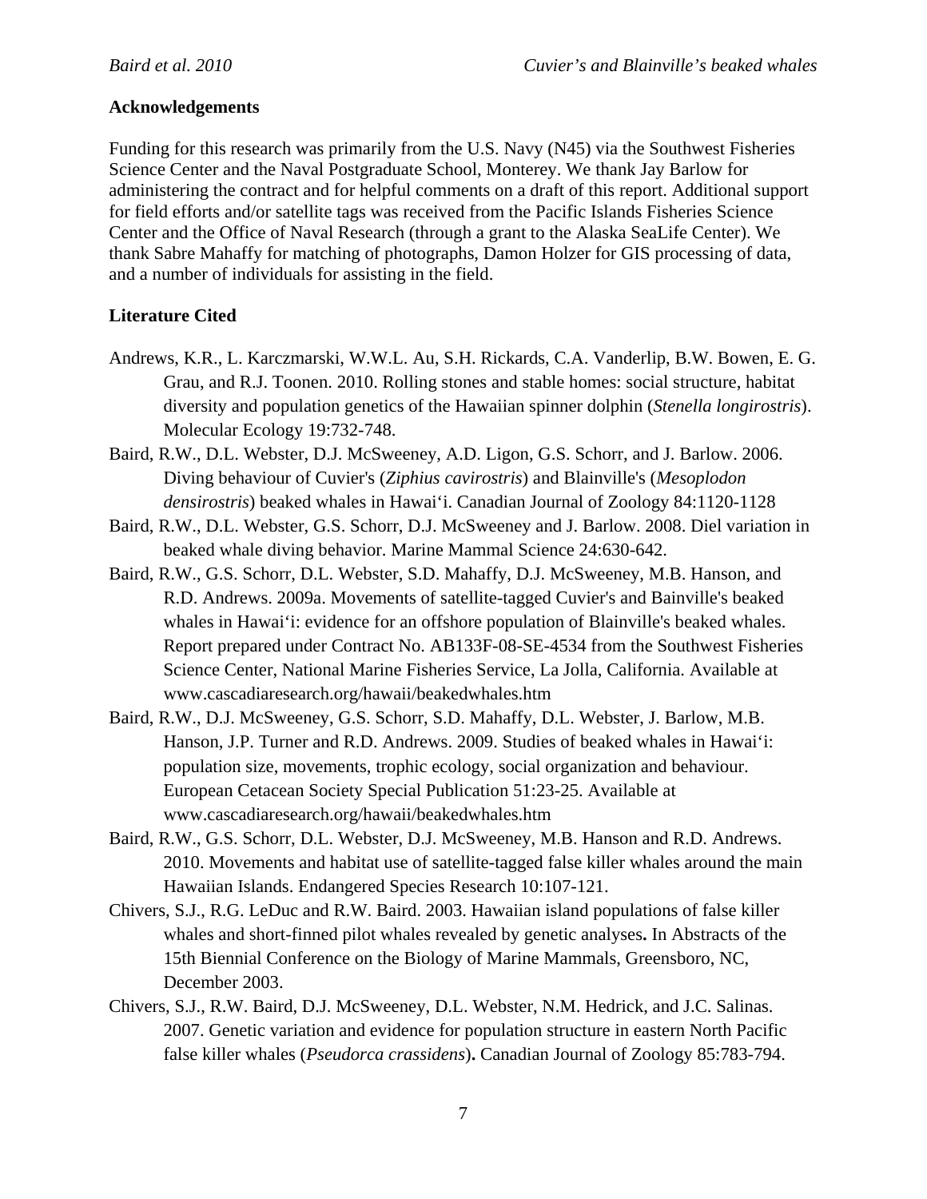## Acknowledgements

Funding for this research was primarily from the U.S. Navy (N45) via the Southwest Fisheries Science Center and the Naval Postgraduate School, Monterey. We thank Jay Barlow for administering the contract and for helpful comments on a draft of this report. Additional support for field efforts and/or satellite tags was received from the Pacific Islands Fisheries Science Center and the Office of Naval Research (through a grant to the Alaska SeaLife Center). We thank Sabre Mahaffy for matching of photographs, Damon Holzer for GIS processing of data, and a number of individuals for assisting in the field.

## Literature Cited

Andrews, K.R., L. Karczmarski, W.W.L. Au, S.H. Rickards, C.A. Vanderlip, B.W. Bowen, E. G. Grau, and R.J. Toonen. 2010. Rolling stones and stable homes: social structure, habitat diversity and population genetics of the Hawaiian spinner dolphin (*Stenella longirostris*). Molecular Ecology 19:732-748.

Baird, R.W., D.L. Webster, D.J. McSweeney, A.D. Ligon, G.S. Schorr, and J. Barlow. 2006. Diving behaviour of Cuvier's (*Ziphius cavirostris*) and Blainville's (*Mesoplodon densirostris*) beaked whales in Hawai‘i. Canadian Journal of Zoology 84:1120-1128

Baird, R.W., D.L. Webster, G.S. Schorr, D.J. McSweeney and J. Barlow. 2008. Diel variation in beaked whale diving behavior. Marine Mammal Science 24:630-642.

Baird, R.W., G.S. Schorr, D.L. Webster, S.D. Mahaffy, D.J. McSweeney, M.B. Hanson, and R.D. Andrews. 2009a. Movements of satellite-tagged Cuvier's and Bainville's beaked whales in Hawai‘i: evidence for an offshore population of Blainville's beaked whales. Report prepared under Contract No. AB133F-08-SE-4534 from the Southwest Fisheries Science Center, National Marine Fisheries Service, La Jolla, California. Available at www.cascadiaresearch.org/hawaii/beakedwhales.htm

Baird, R.W., D.J. McSweeney, G.S. Schorr, S.D. Mahaffy, D.L. Webster, J. Barlow, M.B. Hanson, J.P. Turner and R.D. Andrews. 2009. Studies of beaked whales in Hawai‘i: population size, movements, trophic ecology, social organization and behaviour. European Cetacean Society Special Publication 51:23-25. Available at www.cascadiaresearch.org/hawaii/beakedwhales.htm

Baird, R.W., G.S. Schorr, D.L. Webster, D.J. McSweeney, M.B. Hanson and R.D. Andrews. 2010. Movements and habitat use of satellite-tagged false killer whales around the main Hawaiian Islands. Endangered Species Research 10:107-121.

Chivers, S.J., R.G. LeDuc and R.W. Baird. 2003. Hawaiian island populations of false killer whales and short-finned pilot whales revealed by genetic analyses**.** In Abstracts of the 15th Biennial Conference on the Biology of Marine Mammals, Greensboro, NC, December 2003.

Chivers, S.J., R.W. Baird, D.J. McSweeney, D.L. Webster, N.M. Hedrick, and J.C. Salinas. 2007. Genetic variation and evidence for population structure in eastern North Pacific false killer whales (*Pseudorca crassidens*)**.** Canadian Journal of Zoology 85:783-794.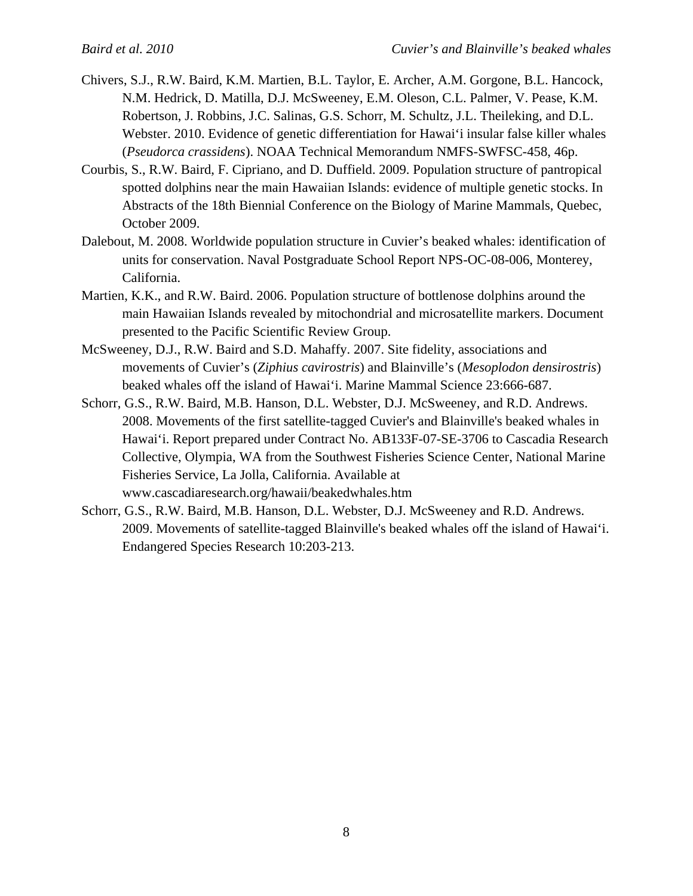Chivers, S.J., R.W. Baird, K.M. Martien, B.L. Taylor, E. Archer, A.M. Gorgone, B.L. Hancock, N.M. Hedrick, D. Matilla, D.J. McSweeney, E.M. Oleson, C.L. Palmer, V. Pease, K.M. Robertson, J. Robbins, J.C. Salinas, G.S. Schorr, M. Schultz, J.L. Theileking, and D.L. Webster. 2010. Evidence of genetic differentiation for Hawai‘i insular false killer whales (*Pseudorca crassidens*). NOAA Technical Memorandum NMFS-SWFSC-458, 46p.

Courbis, S., R.W. Baird, F. Cipriano, and D. Duffield. 2009. Population structure of pantropical spotted dolphins near the main Hawaiian Islands: evidence of multiple genetic stocks. In Abstracts of the 18th Biennial Conference on the Biology of Marine Mammals, Quebec, October 2009.

Dalebout, M. 2008. Worldwide population structure in Cuvier’s beaked whales: identification of units for conservation. Naval Postgraduate School Report NPS-OC-08-006, Monterey, California.

Martien, K.K., and R.W. Baird. 2006. Population structure of bottlenose dolphins around the main Hawaiian Islands revealed by mitochondrial and microsatellite markers. Document presented to the Pacific Scientific Review Group.

McSweeney, D.J., R.W. Baird and S.D. Mahaffy. 2007. Site fidelity, associations and movements of Cuvier’s (*Ziphius cavirostris*) and Blainville’s (*Mesoplodon densirostris*) beaked whales off the island of Hawai‘i. Marine Mammal Science 23:666-687.

Schorr, G.S., R.W. Baird, M.B. Hanson, D.L. Webster, D.J. McSweeney, and R.D. Andrews. 2008. Movements of the first satellite-tagged Cuvier's and Blainville's beaked whales in Hawai‘i. Report prepared under Contract No. AB133F-07-SE-3706 to Cascadia Research Collective, Olympia, WA from the Southwest Fisheries Science Center, National Marine Fisheries Service, La Jolla, California. Available at www.cascadiaresearch.org/hawaii/beakedwhales.htm

Schorr, G.S., R.W. Baird, M.B. Hanson, D.L. Webster, D.J. McSweeney and R.D. Andrews. 2009. Movements of satellite-tagged Blainville's beaked whales off the island of Hawai‘i. Endangered Species Research 10:203-213.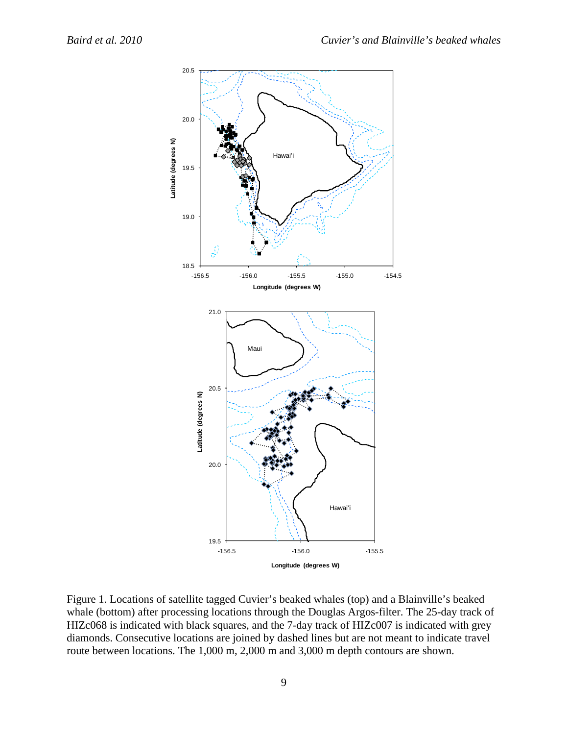Figure 1. Locations of satellite tagged Cuvier's beaked whales (top) and a Blainville's beaked whale (bottom) after processing locations through the Douglas Argos-filter. The 25-day track of HIZc068 is indicated with black squares, and the 7-day track of HIZc007 is indicated with grey diamonds. Consecutive locations are joined by dashed lines but are not meant to indicate travel route between locations. The 1,000 m, 2,000 m and 3,000 m depth contours are shown.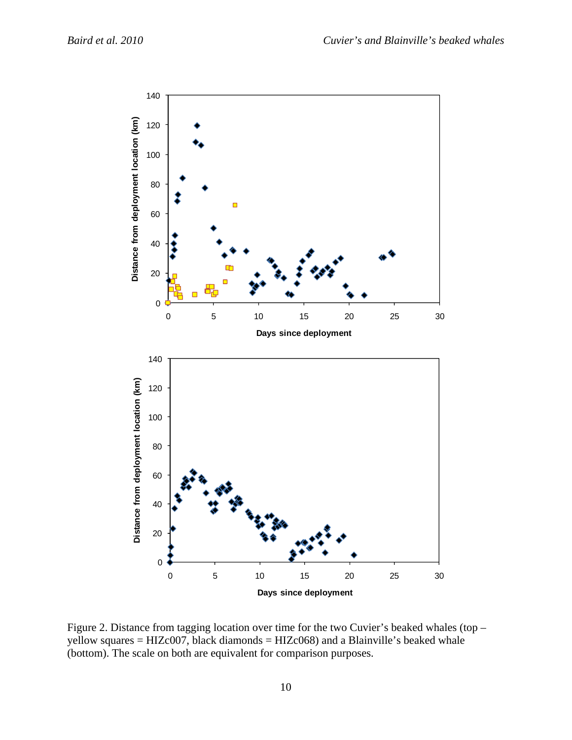Figure 2. Distance from tagging location over time for the two Cuvier's beaked whales (top – yellow squares = HIZc007, black diamonds = HIZc068) and a Blainville's beaked whale (bottom). The scale on both are equivalent for comparison purposes.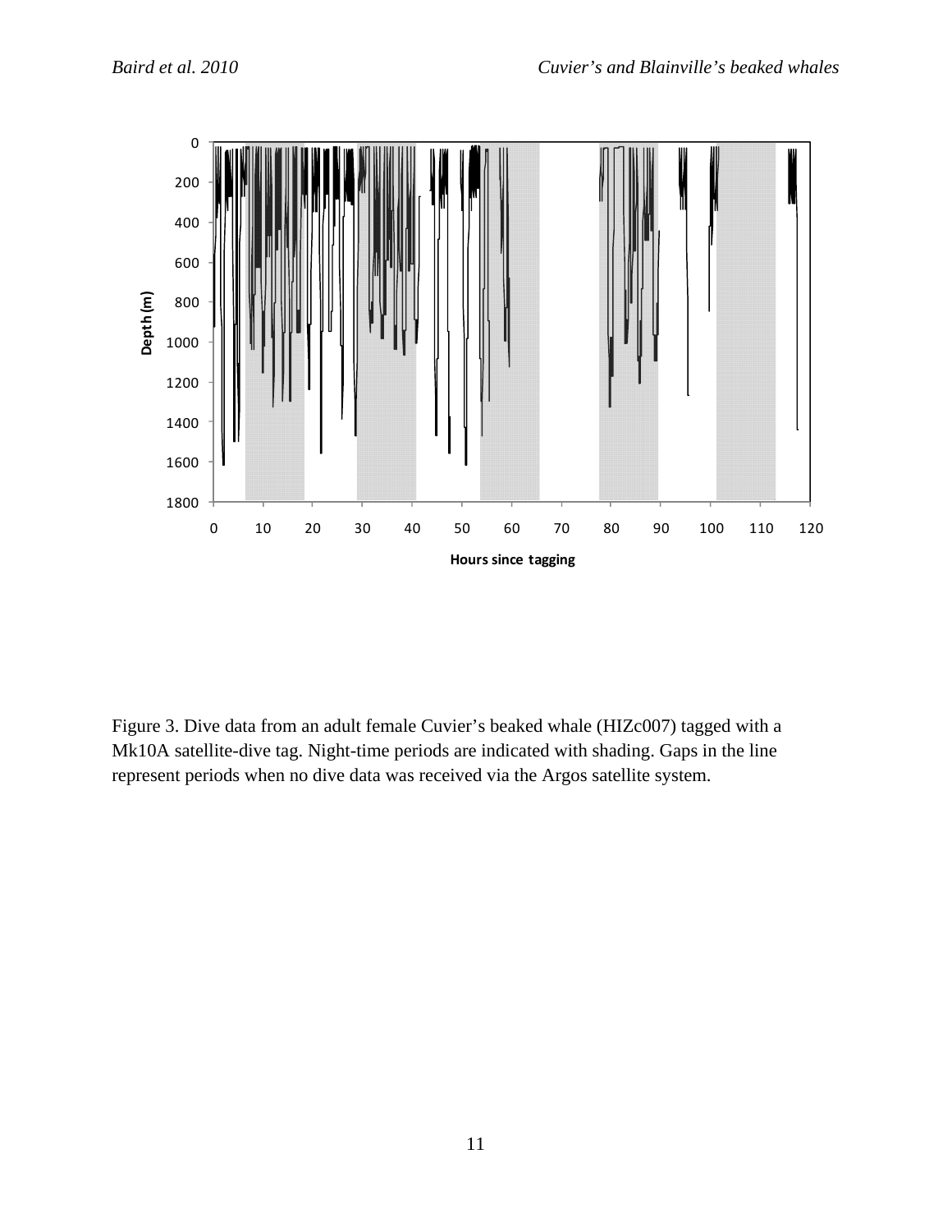Figure 3. Dive data from an adult female Cuvier's beaked whale (HIZc007) tagged with a Mk10A satellite-dive tag. Night-time periods are indicated with shading. Gaps in the line represent periods when no dive data was received via the Argos satellite system.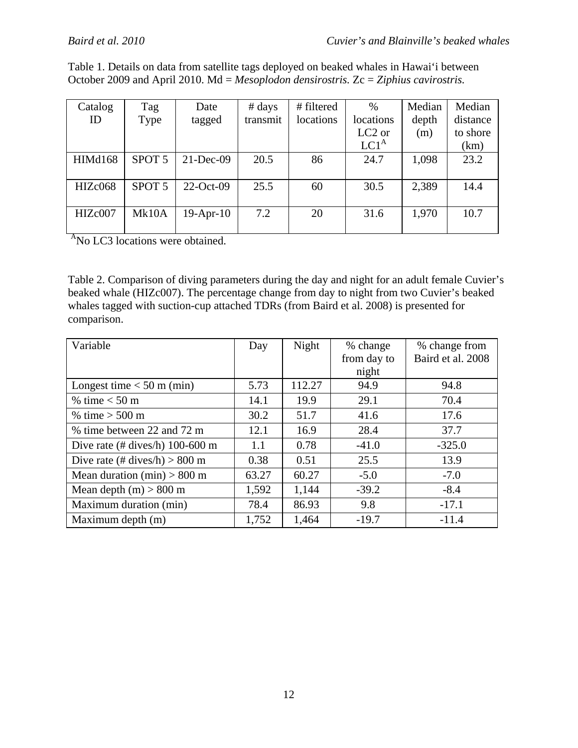Table 1. Details on data from satellite tags deployed on beaked whales in Hawai'i between October 2009 and April 2010. Md = *Mesoplodon densirostris.* Zc = *Ziphius cavirostris.*

| Catalog ID | Tag Type | Date tagged | # days transmit | # filtered locations | % locations LC2 or LC1[A] | Median depth (m) | Median distance to shore (km) |
|---|---|---|---|---|---|---|---|
| HIMd168 | SPOT 5 | 21-Dec-09 | 20.5 | 86 | 24.7 | 1,098 | 23.2 |
| HIZc068 | SPOT 5 | 22-Oct-09 | 25.5 | 60 | 30.5 | 2,389 | 14.4 |
| HIZc007 | Mk10A | 19-Apr-10 | 7.2 | 20 | 31.6 | 1,970 | 10.7 |

[A]No LC3 locations were obtained.

Table 2. Comparison of diving parameters during the day and night for an adult female Cuvier's beaked whale (HIZc007). The percentage change from day to night from two Cuvier's beaked whales tagged with suction-cup attached TDRs (from Baird et al. 2008) is presented for comparison.

| Variable | Day | Night | % change from day to night | % change from Baird et al. 2008 |
|---|---|---|---|---|
| Longest time < 50 m (min) | 5.73 | 112.27 | 94.9 | 94.8 |
| % time < 50 m | 14.1 | 19.9 | 29.1 | 70.4 |
| % time > 500 m | 30.2 | 51.7 | 41.6 | 17.6 |
| % time between 22 and 72 m | 12.1 | 16.9 | 28.4 | 37.7 |
| Dive rate (# dives/h) 100-600 m | 1.1 | 0.78 | -41.0 | -325.0 |
| Dive rate (# dives/h) > 800 m | 0.38 | 0.51 | 25.5 | 13.9 |
| Mean duration (min) > 800 m | 63.27 | 60.27 | -5.0 | -7.0 |
| Mean depth (m) > 800 m | 1,592 | 1,144 | -39.2 | -8.4 |
| Maximum duration (min) | 78.4 | 86.93 | 9.8 | -17.1 |
| Maximum depth (m) | 1,752 | 1,464 | -19.7 | -11.4 |